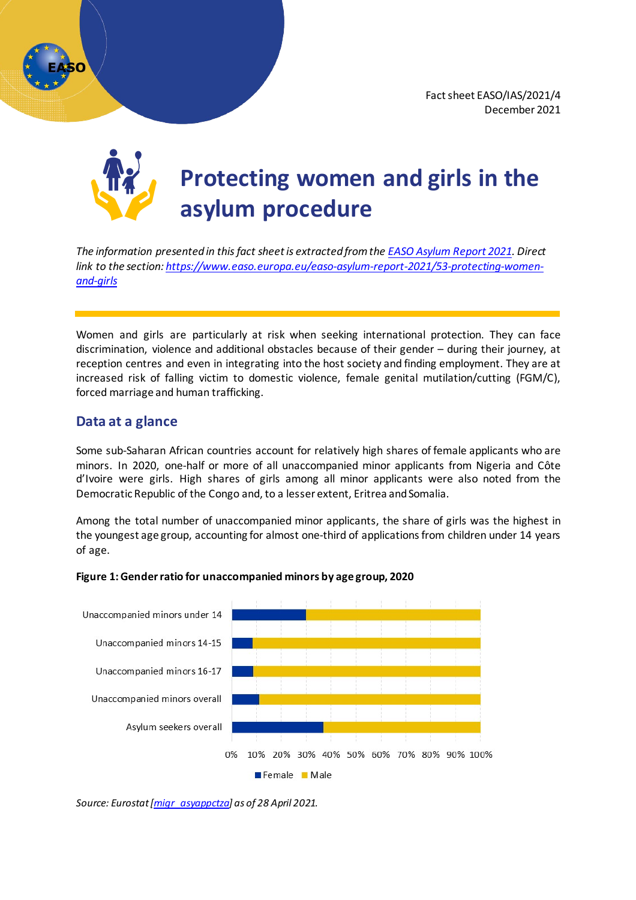Fact sheet EASO/IAS/2021/4
December 2021

# Protecting women and girls in the asylum procedure

*The information presented in this fact sheet is extracted from the [EASO Asylum Report 2021](https://www.easo.europa.eu/easo-asylum-report-2021). Direct link to the section: [https://www.easo.europa.eu/easo-asylum-report-2021/53-protecting-women-and-girls](https://www.easo.europa.eu/easo-asylum-report-2021/53-protecting-women-and-girls)*

Women and girls are particularly at risk when seeking international protection. They can face discrimination, violence and additional obstacles because of their gender – during their journey, at reception centres and even in integrating into the host society and finding employment. They are at increased risk of falling victim to domestic violence, female genital mutilation/cutting (FGM/C), forced marriage and human trafficking.

## Data at a glance

Some sub-Saharan African countries account for relatively high shares of female applicants who are minors. In 2020, one-half or more of all unaccompanied minor applicants from Nigeria and Côte d'Ivoire were girls. High shares of girls among all minor applicants were also noted from the Democratic Republic of the Congo and, to a lesser extent, Eritrea and Somalia.

Among the total number of unaccompanied minor applicants, the share of girls was the highest in the youngest age group, accounting for almost one-third of applications from children under 14 years of age.

**Figure 1: Gender ratio for unaccompanied minors by age group, 2020**

| Category | Female | Male |
|---|---|---|
| Unaccompanied minors under 14 | ~30% | ~70% |
| Unaccompanied minors 14-15 | ~8% | ~92% |
| Unaccompanied minors 16-17 | ~9% | ~91% |
| Unaccompanied minors overall | ~11% | ~89% |
| Asylum seekers overall | ~37% | ~63% |

*Source: Eurostat [migr_asyappctza] as of 28 April 2021.*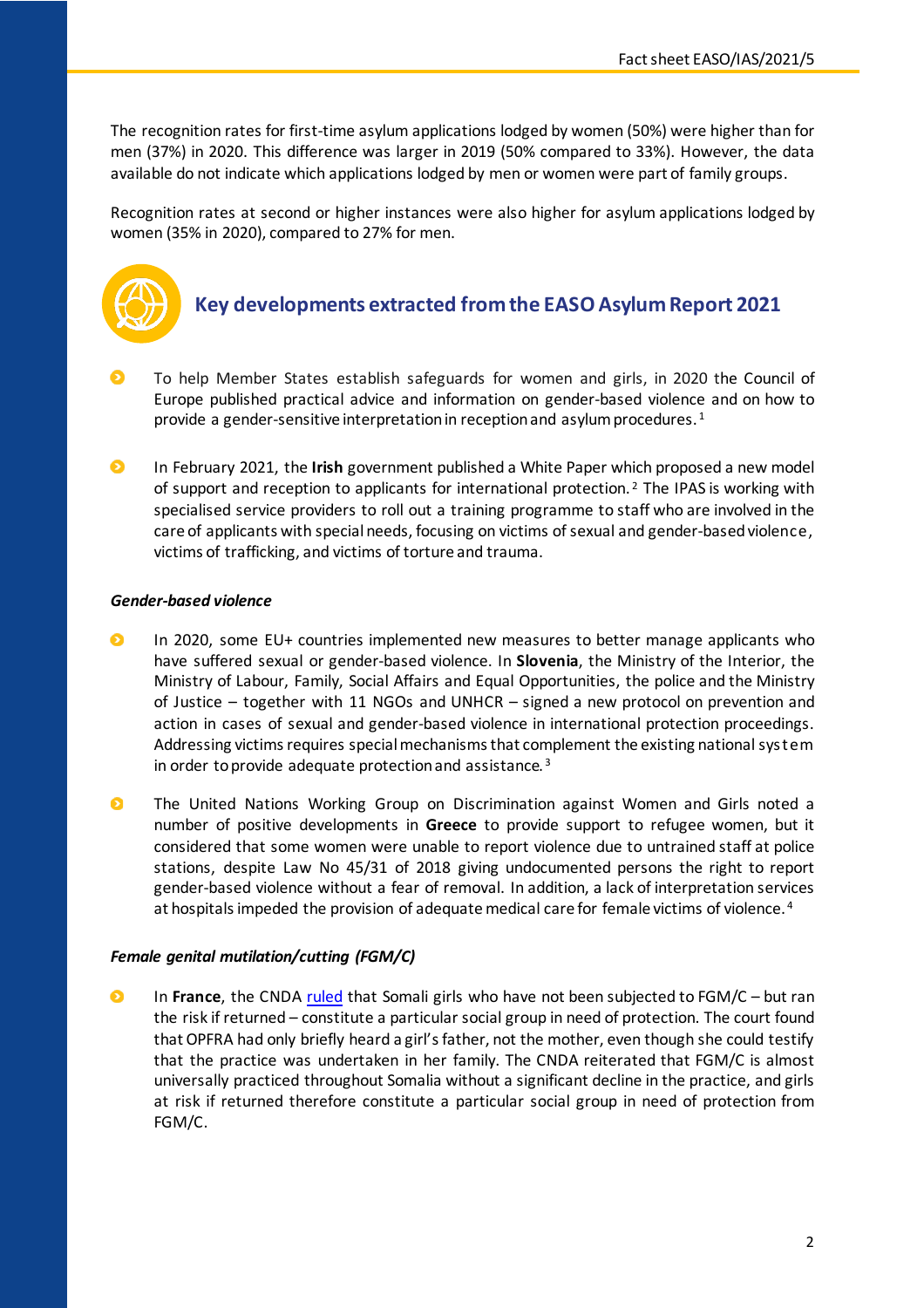The recognition rates for first-time asylum applications lodged by women (50%) were higher than for men (37%) in 2020. This difference was larger in 2019 (50% compared to 33%). However, the data available do not indicate which applications lodged by men or women were part of family groups.

Recognition rates at second or higher instances were also higher for asylum applications lodged by women (35% in 2020), compared to 27% for men.

## Key developments extracted from the EASO Asylum Report 2021

- To help Member States establish safeguards for women and girls, in 2020 the Council of Europe published practical advice and information on gender-based violence and on how to provide a gender-sensitive interpretation in reception and asylum procedures.[1]

- In February 2021, the **Irish** government published a White Paper which proposed a new model of support and reception to applicants for international protection.[2] The IPAS is working with specialised service providers to roll out a training programme to staff who are involved in the care of applicants with special needs, focusing on victims of sexual and gender-based violence, victims of trafficking, and victims of torture and trauma.

### *Gender-based violence*

- In 2020, some EU+ countries implemented new measures to better manage applicants who have suffered sexual or gender-based violence. In **Slovenia**, the Ministry of the Interior, the Ministry of Labour, Family, Social Affairs and Equal Opportunities, the police and the Ministry of Justice – together with 11 NGOs and UNHCR – signed a new protocol on prevention and action in cases of sexual and gender-based violence in international protection proceedings. Addressing victims requires special mechanisms that complement the existing national system in order to provide adequate protection and assistance.[3]

- The United Nations Working Group on Discrimination against Women and Girls noted a number of positive developments in **Greece** to provide support to refugee women, but it considered that some women were unable to report violence due to untrained staff at police stations, despite Law No 45/31 of 2018 giving undocumented persons the right to report gender-based violence without a fear of removal. In addition, a lack of interpretation services at hospitals impeded the provision of adequate medical care for female victims of violence.[4]

### *Female genital mutilation/cutting (FGM/C)*

- In **France**, the CNDA ruled that Somali girls who have not been subjected to FGM/C – but ran the risk if returned – constitute a particular social group in need of protection. The court found that OPFRA had only briefly heard a girl's father, not the mother, even though she could testify that the practice was undertaken in her family. The CNDA reiterated that FGM/C is almost universally practiced throughout Somalia without a significant decline in the practice, and girls at risk if returned therefore constitute a particular social group in need of protection from FGM/C.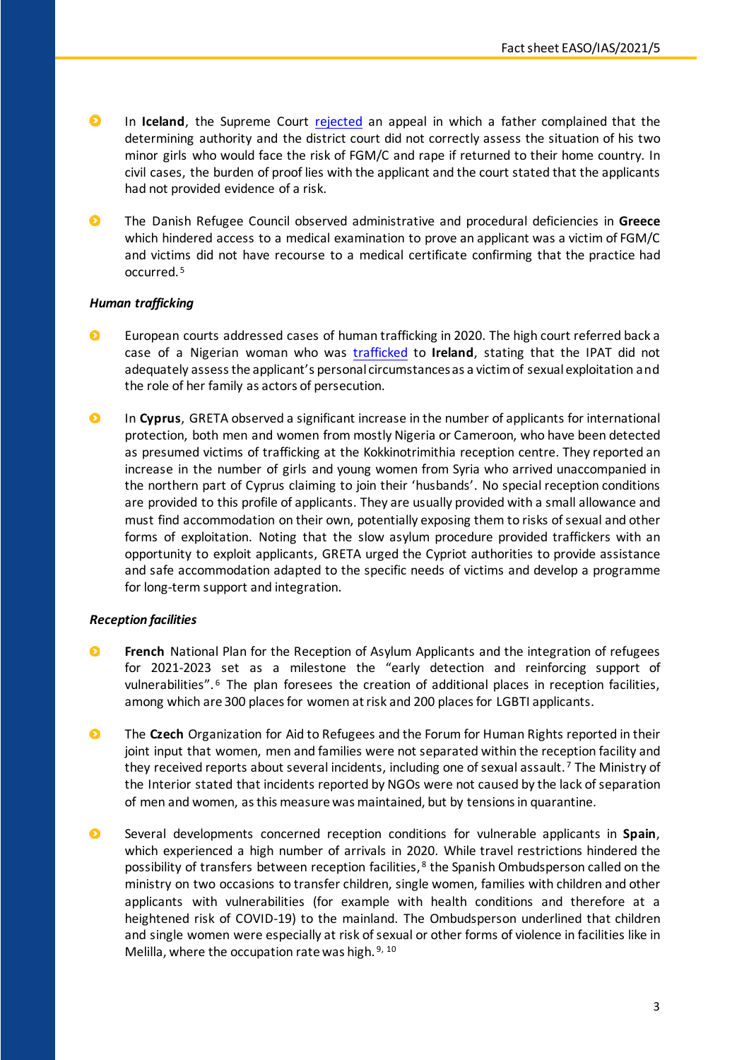- In **Iceland**, the Supreme Court rejected an appeal in which a father complained that the determining authority and the district court did not correctly assess the situation of his two minor girls who would face the risk of FGM/C and rape if returned to their home country. In civil cases, the burden of proof lies with the applicant and the court stated that the applicants had not provided evidence of a risk.

- The Danish Refugee Council observed administrative and procedural deficiencies in **Greece** which hindered access to a medical examination to prove an applicant was a victim of FGM/C and victims did not have recourse to a medical certificate confirming that the practice had occurred.[5]

### *Human trafficking*

- European courts addressed cases of human trafficking in 2020. The high court referred back a case of a Nigerian woman who was trafficked to **Ireland**, stating that the IPAT did not adequately assess the applicant's personal circumstances as a victim of sexual exploitation and the role of her family as actors of persecution.

- In **Cyprus**, GRETA observed a significant increase in the number of applicants for international protection, both men and women from mostly Nigeria or Cameroon, who have been detected as presumed victims of trafficking at the Kokkinotrimithia reception centre. They reported an increase in the number of girls and young women from Syria who arrived unaccompanied in the northern part of Cyprus claiming to join their 'husbands'. No special reception conditions are provided to this profile of applicants. They are usually provided with a small allowance and must find accommodation on their own, potentially exposing them to risks of sexual and other forms of exploitation. Noting that the slow asylum procedure provided traffickers with an opportunity to exploit applicants, GRETA urged the Cypriot authorities to provide assistance and safe accommodation adapted to the specific needs of victims and develop a programme for long-term support and integration.

### *Reception facilities*

- **French** National Plan for the Reception of Asylum Applicants and the integration of refugees for 2021-2023 set as a milestone the "early detection and reinforcing support of vulnerabilities".[6] The plan foresees the creation of additional places in reception facilities, among which are 300 places for women at risk and 200 places for LGBTI applicants.

- The **Czech** Organization for Aid to Refugees and the Forum for Human Rights reported in their joint input that women, men and families were not separated within the reception facility and they received reports about several incidents, including one of sexual assault.[7] The Ministry of the Interior stated that incidents reported by NGOs were not caused by the lack of separation of men and women, as this measure was maintained, but by tensions in quarantine.

- Several developments concerned reception conditions for vulnerable applicants in **Spain**, which experienced a high number of arrivals in 2020. While travel restrictions hindered the possibility of transfers between reception facilities,[8] the Spanish Ombudsperson called on the ministry on two occasions to transfer children, single women, families with children and other applicants with vulnerabilities (for example with health conditions and therefore at a heightened risk of COVID-19) to the mainland. The Ombudsperson underlined that children and single women were especially at risk of sexual or other forms of violence in facilities like in Melilla, where the occupation rate was high.[9, 10]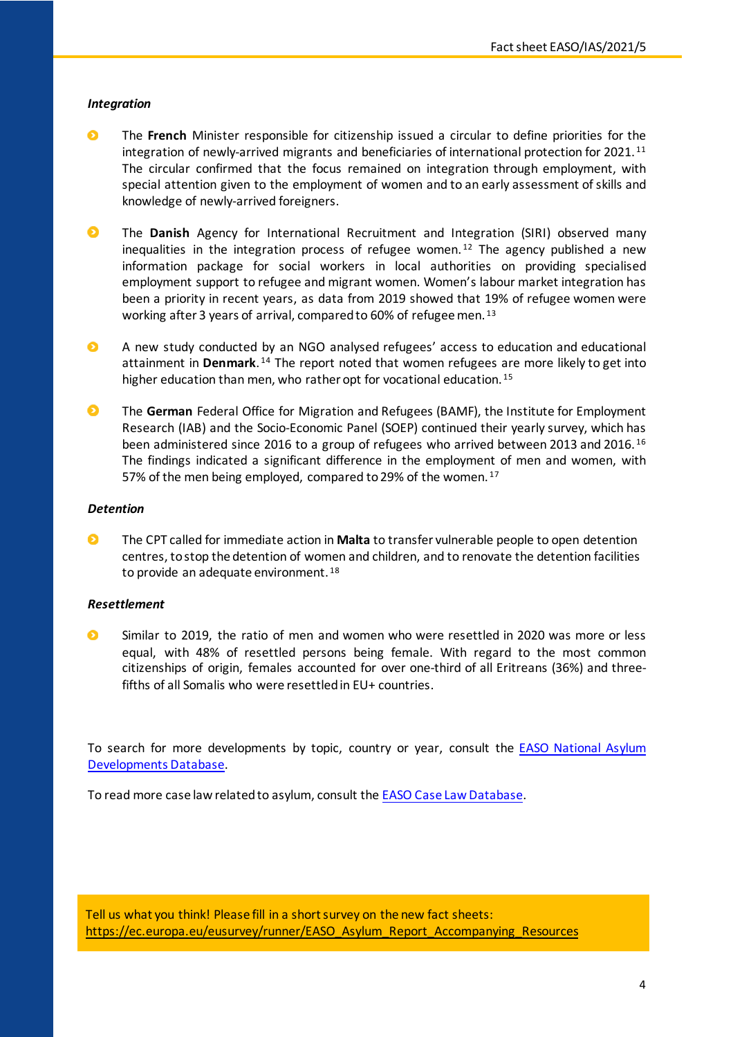*Integration*

- The **French** Minister responsible for citizenship issued a circular to define priorities for the integration of newly-arrived migrants and beneficiaries of international protection for 2021.[11] The circular confirmed that the focus remained on integration through employment, with special attention given to the employment of women and to an early assessment of skills and knowledge of newly-arrived foreigners.

- The **Danish** Agency for International Recruitment and Integration (SIRI) observed many inequalities in the integration process of refugee women.[12] The agency published a new information package for social workers in local authorities on providing specialised employment support to refugee and migrant women. Women's labour market integration has been a priority in recent years, as data from 2019 showed that 19% of refugee women were working after 3 years of arrival, compared to 60% of refugee men.[13]

- A new study conducted by an NGO analysed refugees' access to education and educational attainment in **Denmark**.[14] The report noted that women refugees are more likely to get into higher education than men, who rather opt for vocational education.[15]

- The **German** Federal Office for Migration and Refugees (BAMF), the Institute for Employment Research (IAB) and the Socio-Economic Panel (SOEP) continued their yearly survey, which has been administered since 2016 to a group of refugees who arrived between 2013 and 2016.[16] The findings indicated a significant difference in the employment of men and women, with 57% of the men being employed, compared to 29% of the women.[17]

*Detention*

- The CPT called for immediate action in **Malta** to transfer vulnerable people to open detention centres, to stop the detention of women and children, and to renovate the detention facilities to provide an adequate environment.[18]

*Resettlement*

- Similar to 2019, the ratio of men and women who were resettled in 2020 was more or less equal, with 48% of resettled persons being female. With regard to the most common citizenships of origin, females accounted for over one-third of all Eritreans (36%) and three-fifths of all Somalis who were resettled in EU+ countries.

To search for more developments by topic, country or year, consult the [EASO National Asylum Developments Database](EASO National Asylum Developments Database).

To read more case law related to asylum, consult the [EASO Case Law Database](EASO Case Law Database).

Tell us what you think! Please fill in a short survey on the new fact sheets: https://ec.europa.eu/eusurvey/runner/EASO_Asylum_Report_Accompanying_Resources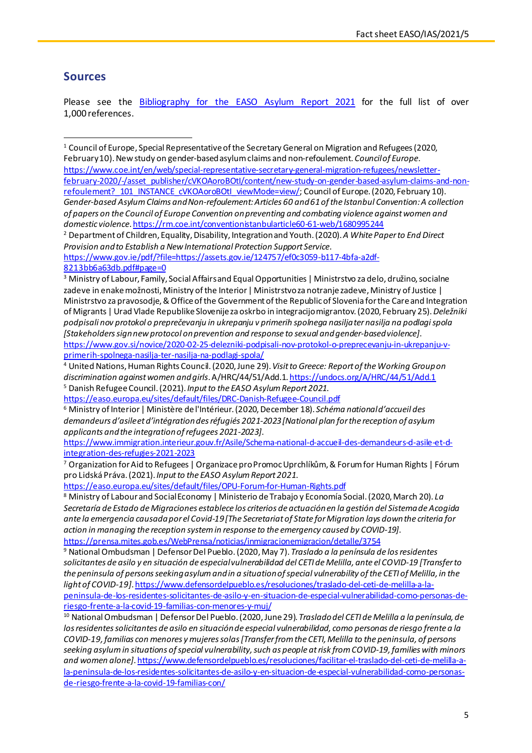## Sources

Please see the [Bibliography for the EASO Asylum Report 2021](#) for the full list of over 1,000 references.

---

[1] Council of Europe, Special Representative of the Secretary General on Migration and Refugees (2020, February 10). New study on gender-based asylum claims and non-refoulement. *Council of Europe*. https://www.coe.int/en/web/special-representative-secretary-general-migration-refugees/newsletter-february-2020/-/asset_publisher/cVKOAoroBOtI/content/new-study-on-gender-based-asylum-claims-and-non-refoulement?_101_INSTANCE_cVKOAoroBOtI_viewMode=view/; Council of Europe. (2020, February 10). *Gender-based Asylum Claims and Non-refoulement: Articles 60 and 61 of the Istanbul Convention: A collection of papers on the Council of Europe Convention on preventing and combating violence against women and domestic violence*. https://rm.coe.int/conventionistanbularticle60-61-web/1680995244

[2] Department of Children, Equality, Disability, Integration and Youth. (2020). *A White Paper to End Direct Provision and to Establish a New International Protection Support Service*. https://www.gov.ie/pdf/?file=https://assets.gov.ie/124757/ef0c3059-b117-4bfa-a2df-8213bb6a63db.pdf#page=0

[3] Ministry of Labour, Family, Social Affairs and Equal Opportunities | Ministrstvo za delo, družino, socialne zadeve in enake možnosti, Ministry of the Interior | Ministrstvo za notranje zadeve, Ministry of Justice | Ministrstvo za pravosodje, & Office of the Government of the Republic of Slovenia for the Care and Integration of Migrants | Urad Vlade Republike Slovenije za oskrbo in integracijo migrantov. (2020, February 25). *Deležniki podpisali nov protokol o preprečevanju in ukrepanju v primerih spolnega nasilja ter nasilja na podlagi spola [Stakeholders sign new protocol on prevention and response to sexual and gender-based violence]*. https://www.gov.si/novice/2020-02-25-delezniki-podpisali-nov-protokol-o-preprecevanju-in-ukrepanju-v-primerih-spolnega-nasilja-ter-nasilja-na-podlagi-spola/

[4] United Nations, Human Rights Council. (2020, June 29). *Visit to Greece: Report of the Working Group on discrimination against women and girls*. A/HRC/44/51/Add.1. https://undocs.org/A/HRC/44/51/Add.1

[5] Danish Refugee Council. (2021). *Input to the EASO Asylum Report 2021*. https://easo.europa.eu/sites/default/files/DRC-Danish-Refugee-Council.pdf

[6] Ministry of Interior | Ministère de l'Intérieur. (2020, December 18). *Schéma national d'accueil des demandeurs d'asile et d'intégration des réfugiés 2021-2023 [National plan for the reception of asylum applicants and the integration of refugees 2021-2023]*. https://www.immigration.interieur.gouv.fr/Asile/Schema-national-d-accueil-des-demandeurs-d-asile-et-d-integration-des-refugies-2021-2023

[7] Organization for Aid to Refugees | Organizace pro Promoc Uprchlíkům, & Forum for Human Rights | Fórum pro Lidská Práva. (2021). *Input to the EASO Asylum Report 2021*. https://easo.europa.eu/sites/default/files/OPU-Forum-for-Human-Rights.pdf

[8] Ministry of Labour and Social Economy | Ministerio de Trabajo y Economía Social. (2020, March 20). *La Secretaría de Estado de Migraciones establece los criterios de actuación en la gestión del Sistema de Acogida ante la emergencia causada por el Covid-19 [The Secretariat of State for Migration lays down the criteria for action in managing the reception system in response to the emergency caused by COVID-19]*. https://prensa.mites.gob.es/WebPrensa/noticias/inmigracionemigracion/detalle/3754

[9] National Ombudsman | Defensor Del Pueblo. (2020, May 7). *Traslado a la península de los residentes solicitantes de asilo y en situación de especial vulnerabilidad del CETI de Melilla, ante el COVID-19 [Transfer to the peninsula of persons seeking asylum and in a situation of special vulnerability of the CETI of Melilla, in the light of COVID-19]*. https://www.defensordelpueblo.es/resoluciones/traslado-del-ceti-de-melilla-a-la-peninsula-de-los-residentes-solicitantes-de-asilo-y-en-situacion-de-especial-vulnerabilidad-como-personas-de-riesgo-frente-a-la-covid-19-familias-con-menores-y-muj/

[10] National Ombudsman | Defensor Del Pueblo. (2020, June 29). *Traslado del CETI de Melilla a la península, de los residentes solicitantes de asilo en situación de especial vulnerabilidad, como personas de riesgo frente a la COVID-19, familias con menores y mujeres solas [Transfer from the CETI, Melilla to the peninsula, of persons seeking asylum in situations of special vulnerability, such as people at risk from COVID-19, families with minors and women alone]*. https://www.defensordelpueblo.es/resoluciones/facilitar-el-traslado-del-ceti-de-melilla-a-la-peninsula-de-los-residentes-solicitantes-de-asilo-y-en-situacion-de-especial-vulnerabilidad-como-personas-de-riesgo-frente-a-la-covid-19-familias-con/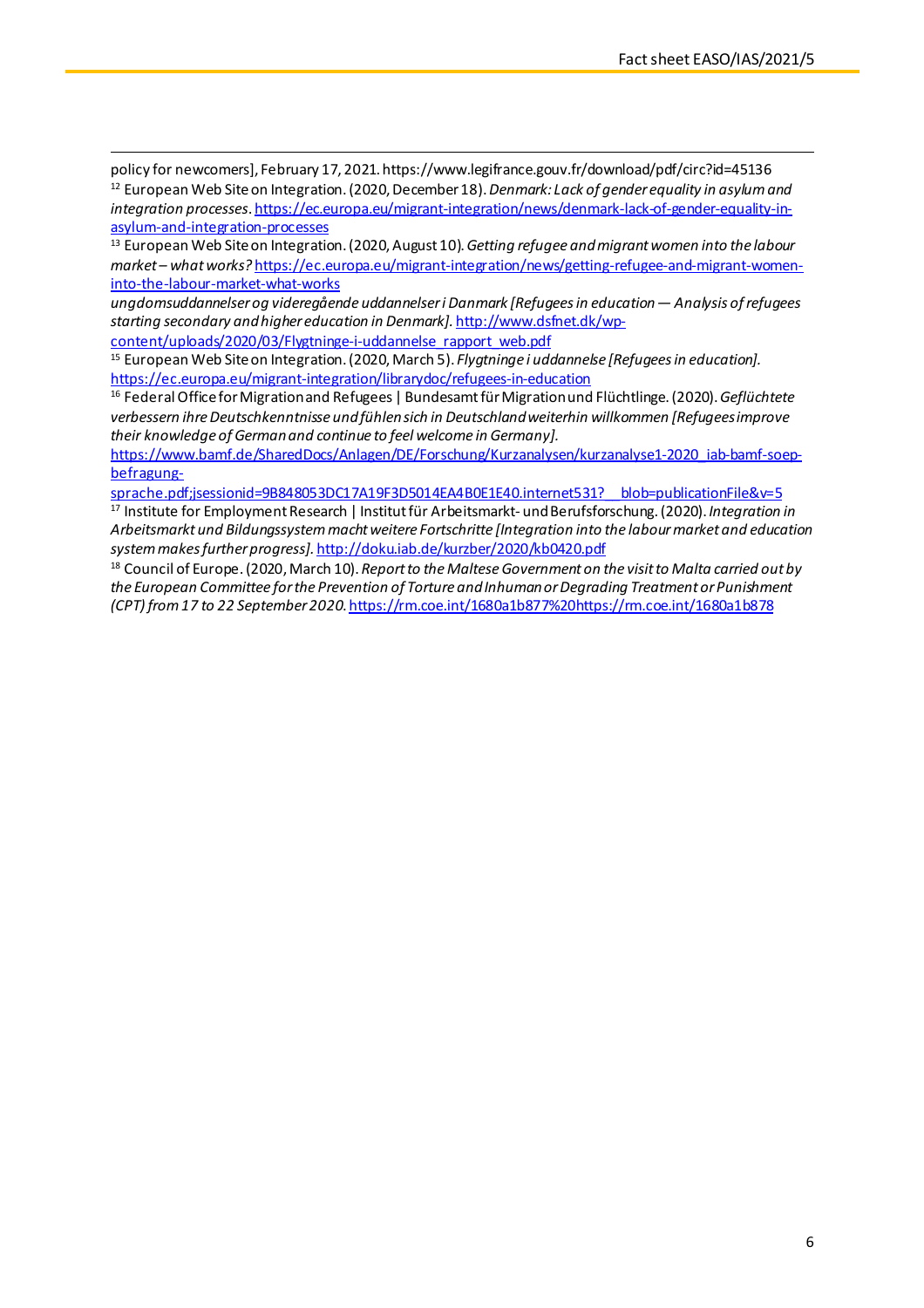policy for newcomers], February 17, 2021. https://www.legifrance.gouv.fr/download/pdf/circ?id=45136

[12] European Web Site on Integration. (2020, December 18). *Denmark: Lack of gender equality in asylum and integration processes*. https://ec.europa.eu/migrant-integration/news/denmark-lack-of-gender-equality-in-asylum-and-integration-processes

[13] European Web Site on Integration. (2020, August 10). *Getting refugee and migrant women into the labour market – what works?* https://ec.europa.eu/migrant-integration/news/getting-refugee-and-migrant-women-into-the-labour-market-what-works

*ungdomsuddannelser og videregående uddannelser i Danmark [Refugees in education — Analysis of refugees starting secondary and higher education in Denmark].* http://www.dsfnet.dk/wp-content/uploads/2020/03/Flygtninge-i-uddannelse_rapport_web.pdf

[15] European Web Site on Integration. (2020, March 5). *Flygtninge i uddannelse [Refugees in education].* https://ec.europa.eu/migrant-integration/librarydoc/refugees-in-education

[16] Federal Office for Migration and Refugees | Bundesamt für Migration und Flüchtlinge. (2020). *Geflüchtete verbessern ihre Deutschkenntnisse und fühlen sich in Deutschland weiterhin willkommen [Refugees improve their knowledge of German and continue to feel welcome in Germany].* https://www.bamf.de/SharedDocs/Anlagen/DE/Forschung/Kurzanalysen/kurzanalyse1-2020_iab-bamf-soep-befragung-sprache.pdf;jsessionid=9B848053DC17A19F3D5014EA4B0E1E40.internet531?__blob=publicationFile&v=5

[17] Institute for Employment Research | Institut für Arbeitsmarkt- und Berufsforschung. (2020). *Integration in Arbeitsmarkt und Bildungssystem macht weitere Fortschritte [Integration into the labour market and education system makes further progress].* http://doku.iab.de/kurzber/2020/kb0420.pdf

[18] Council of Europe. (2020, March 10). *Report to the Maltese Government on the visit to Malta carried out by the European Committee for the Prevention of Torture and Inhuman or Degrading Treatment or Punishment (CPT) from 17 to 22 September 2020.* https://rm.coe.int/1680a1b877%20https://rm.coe.int/1680a1b878